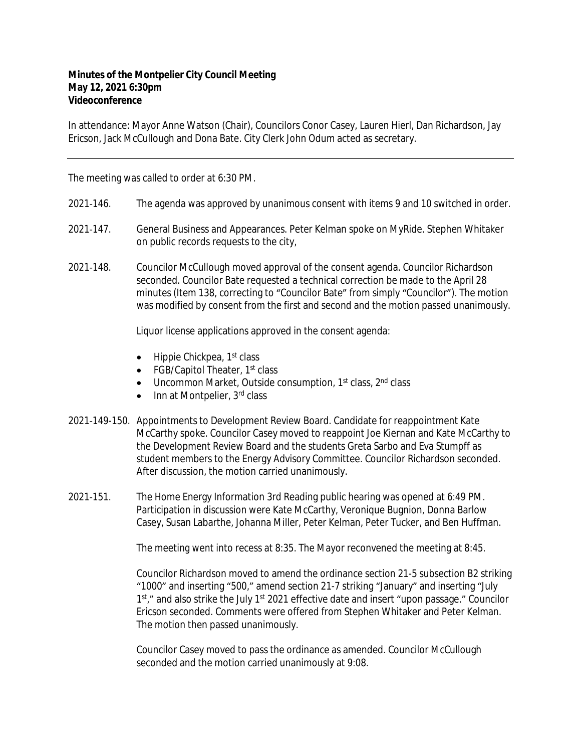**Minutes of the Montpelier City Council Meeting**
**May 12, 2021 6:30pm**
**Videoconference**

In attendance: Mayor Anne Watson (Chair), Councilors Conor Casey, Lauren Hierl, Dan Richardson, Jay Ericson, Jack McCullough and Dona Bate. City Clerk John Odum acted as secretary.

---

The meeting was called to order at 6:30 PM.

2021-146. The agenda was approved by unanimous consent with items 9 and 10 switched in order.

2021-147. General Business and Appearances. Peter Kelman spoke on MyRide. Stephen Whitaker on public records requests to the city,

2021-148. Councilor McCullough moved approval of the consent agenda. Councilor Richardson seconded. Councilor Bate requested a technical correction be made to the April 28 minutes (Item 138, correcting to "Councilor Bate" from simply "Councilor"). The motion was modified by consent from the first and second and the motion passed unanimously.

Liquor license applications approved in the consent agenda:

- Hippie Chickpea, 1st class
- FGB/Capitol Theater, 1st class
- Uncommon Market, Outside consumption, 1st class, 2nd class
- Inn at Montpelier, 3rd class

2021-149-150. Appointments to Development Review Board. Candidate for reappointment Kate McCarthy spoke. Councilor Casey moved to reappoint Joe Kiernan and Kate McCarthy to the Development Review Board and the students Greta Sarbo and Eva Stumpff as student members to the Energy Advisory Committee. Councilor Richardson seconded. After discussion, the motion carried unanimously.

2021-151. The Home Energy Information 3rd Reading public hearing was opened at 6:49 PM. Participation in discussion were Kate McCarthy, Veronique Bugnion, Donna Barlow Casey, Susan Labarthe, Johanna Miller, Peter Kelman, Peter Tucker, and Ben Huffman.

The meeting went into recess at 8:35. The Mayor reconvened the meeting at 8:45.

Councilor Richardson moved to amend the ordinance section 21-5 subsection B2 striking "1000" and inserting "500," amend section 21-7 striking "January" and inserting "July 1st," and also strike the July 1st 2021 effective date and insert "upon passage." Councilor Ericson seconded. Comments were offered from Stephen Whitaker and Peter Kelman. The motion then passed unanimously.

Councilor Casey moved to pass the ordinance as amended. Councilor McCullough seconded and the motion carried unanimously at 9:08.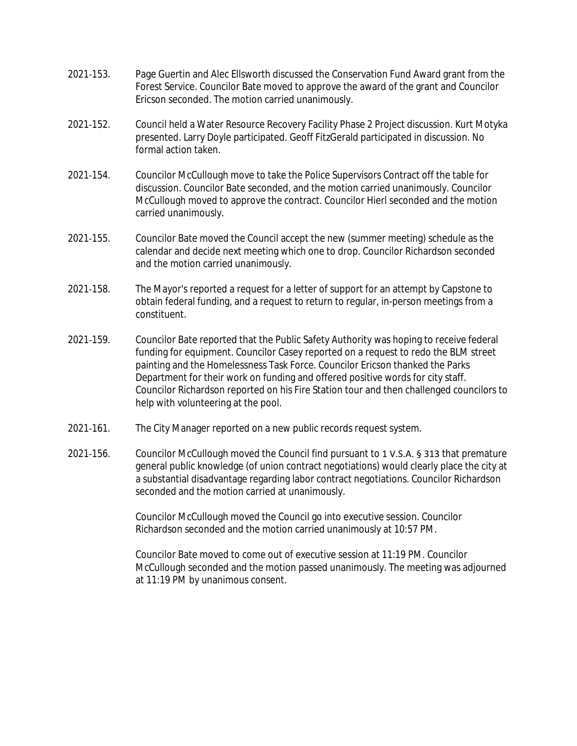2021-153. Page Guertin and Alec Ellsworth discussed the Conservation Fund Award grant from the Forest Service. Councilor Bate moved to approve the award of the grant and Councilor Ericson seconded. The motion carried unanimously.

2021-152. Council held a Water Resource Recovery Facility Phase 2 Project discussion. Kurt Motyka presented. Larry Doyle participated. Geoff FitzGerald participated in discussion. No formal action taken.

2021-154. Councilor McCullough move to take the Police Supervisors Contract off the table for discussion. Councilor Bate seconded, and the motion carried unanimously. Councilor McCullough moved to approve the contract. Councilor Hierl seconded and the motion carried unanimously.

2021-155. Councilor Bate moved the Council accept the new (summer meeting) schedule as the calendar and decide next meeting which one to drop. Councilor Richardson seconded and the motion carried unanimously.

2021-158. The Mayor's reported a request for a letter of support for an attempt by Capstone to obtain federal funding, and a request to return to regular, in-person meetings from a constituent.

2021-159. Councilor Bate reported that the Public Safety Authority was hoping to receive federal funding for equipment. Councilor Casey reported on a request to redo the BLM street painting and the Homelessness Task Force. Councilor Ericson thanked the Parks Department for their work on funding and offered positive words for city staff. Councilor Richardson reported on his Fire Station tour and then challenged councilors to help with volunteering at the pool.

2021-161. The City Manager reported on a new public records request system.

2021-156. Councilor McCullough moved the Council find pursuant to 1 V.S.A. § 313 that premature general public knowledge (of union contract negotiations) would clearly place the city at a substantial disadvantage regarding labor contract negotiations. Councilor Richardson seconded and the motion carried at unanimously.

Councilor McCullough moved the Council go into executive session. Councilor Richardson seconded and the motion carried unanimously at 10:57 PM.

Councilor Bate moved to come out of executive session at 11:19 PM. Councilor McCullough seconded and the motion passed unanimously. The meeting was adjourned at 11:19 PM by unanimous consent.